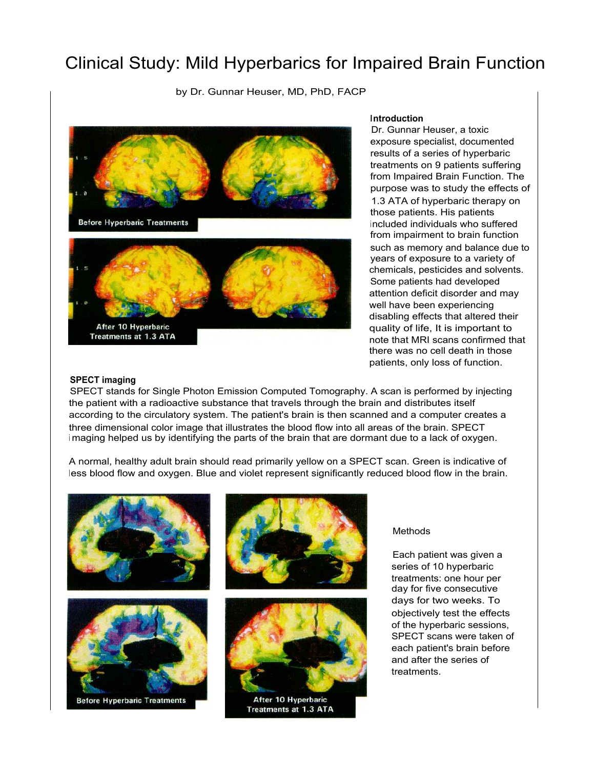# Clinical Study: Mild Hyperbarics for Impaired Brain Function

by Dr. Gunnar Heuser, MD, PhD, FACP

Before Hyperbaric Treatments

After 10 Hyperbaric Treatments at 1.3 ATA

**Introduction**

Dr. Gunnar Heuser, a toxic exposure specialist, documented results of a series of hyperbaric treatments on 9 patients suffering from Impaired Brain Function. The purpose was to study the effects of 1.3 ATA of hyperbaric therapy on those patients. His patients included individuals who suffered from impairment to brain function such as memory and balance due to years of exposure to a variety of chemicals, pesticides and solvents. Some patients had developed attention deficit disorder and may well have been experiencing disabling effects that altered their quality of life, It is important to note that MRI scans confirmed that there was no cell death in those patients, only loss of function.

**SPECT imaging**

SPECT stands for Single Photon Emission Computed Tomography. A scan is performed by injecting the patient with a radioactive substance that travels through the brain and distributes itself according to the circulatory system. The patient's brain is then scanned and a computer creates a three dimensional color image that illustrates the blood flow into all areas of the brain. SPECT imaging helped us by identifying the parts of the brain that are dormant due to a lack of oxygen.

A normal, healthy adult brain should read primarily yellow on a SPECT scan. Green is indicative of less blood flow and oxygen. Blue and violet represent significantly reduced blood flow in the brain.

Before Hyperbaric Treatments

After 10 Hyperbaric Treatments at 1.3 ATA

Methods

Each patient was given a series of 10 hyperbaric treatments: one hour per day for five consecutive days for two weeks. To objectively test the effects of the hyperbaric sessions, SPECT scans were taken of each patient's brain before and after the series of treatments.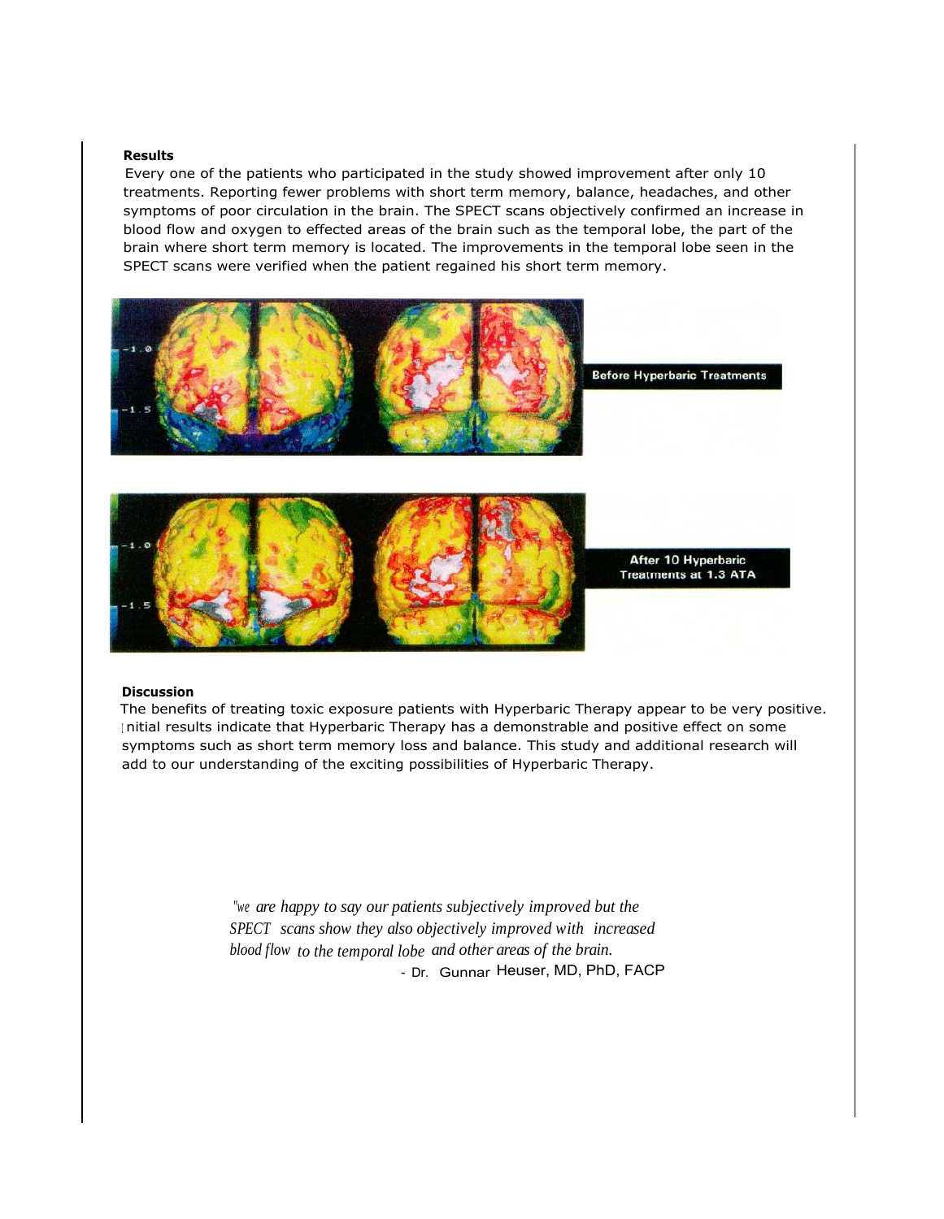**Results**

Every one of the patients who participated in the study showed improvement after only 10 treatments. Reporting fewer problems with short term memory, balance, headaches, and other symptoms of poor circulation in the brain. The SPECT scans objectively confirmed an increase in blood flow and oxygen to effected areas of the brain such as the temporal lobe, the part of the brain where short term memory is located. The improvements in the temporal lobe seen in the SPECT scans were verified when the patient regained his short term memory.

-1.0

-1.5

Before Hyperbaric Treatments

-1.0

-1.5

After 10 Hyperbaric Treatments at 1.3 ATA

**Discussion**

The benefits of treating toxic exposure patients with Hyperbaric Therapy appear to be very positive. Initial results indicate that Hyperbaric Therapy has a demonstrable and positive effect on some symptoms such as short term memory loss and balance. This study and additional research will add to our understanding of the exciting possibilities of Hyperbaric Therapy.

*"we are happy to say our patients subjectively improved but the SPECT scans show they also objectively improved with increased blood flow to the temporal lobe and other areas of the brain.*

- Dr. Gunnar Heuser, MD, PhD, FACP